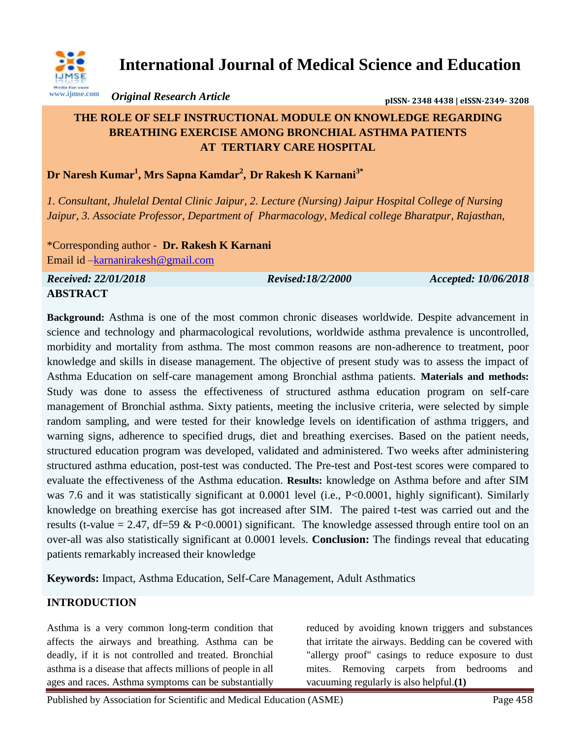# International Journal of Medical Science and Education

*Original Research Article*

pISSN- 2348 4438 | eISSN-2349- 3208

## THE ROLE OF SELF INSTRUCTIONAL MODULE ON KNOWLEDGE REGARDING BREATHING EXERCISE AMONG BRONCHIAL ASTHMA PATIENTS AT TERTIARY CARE HOSPITAL

**Dr Naresh Kumar[1], Mrs Sapna Kamdar[2], Dr Rakesh K Karnani[3*]**

*1. Consultant, Jhulelal Dental Clinic Jaipur, 2. Lecture (Nursing) Jaipur Hospital College of Nursing Jaipur, 3. Associate Professor, Department of Pharmacology, Medical college Bharatpur, Rajasthan,*

*Corresponding author - **Dr. Rakesh K Karnani**
Email id –karnanirakesh@gmail.com

*Received: 22/01/2018* | *Revised:18/2/2000* | *Accepted: 10/06/2018*

## ABSTRACT

**Background:** Asthma is one of the most common chronic diseases worldwide. Despite advancement in science and technology and pharmacological revolutions, worldwide asthma prevalence is uncontrolled, morbidity and mortality from asthma. The most common reasons are non-adherence to treatment, poor knowledge and skills in disease management. The objective of present study was to assess the impact of Asthma Education on self-care management among Bronchial asthma patients. **Materials and methods:** Study was done to assess the effectiveness of structured asthma education program on self-care management of Bronchial asthma. Sixty patients, meeting the inclusive criteria, were selected by simple random sampling, and were tested for their knowledge levels on identification of asthma triggers, and warning signs, adherence to specified drugs, diet and breathing exercises. Based on the patient needs, structured education program was developed, validated and administered. Two weeks after administering structured asthma education, post-test was conducted. The Pre-test and Post-test scores were compared to evaluate the effectiveness of the Asthma education. **Results:** knowledge on Asthma before and after SIM was 7.6 and it was statistically significant at 0.0001 level (i.e., $P<0.0001$, highly significant). Similarly knowledge on breathing exercise has got increased after SIM. The paired t-test was carried out and the results (t-value = 2.47, df=59 & $P<0.0001$) significant. The knowledge assessed through entire tool on an over-all was also statistically significant at 0.0001 levels. **Conclusion:** The findings reveal that educating patients remarkably increased their knowledge

**Keywords:** Impact, Asthma Education, Self-Care Management, Adult Asthmatics

## INTRODUCTION

Asthma is a very common long-term condition that affects the airways and breathing. Asthma can be deadly, if it is not controlled and treated. Bronchial asthma is a disease that affects millions of people in all ages and races. Asthma symptoms can be substantially reduced by avoiding known triggers and substances that irritate the airways. Bedding can be covered with "allergy proof" casings to reduce exposure to dust mites. Removing carpets from bedrooms and vacuuming regularly is also helpful.**(1)**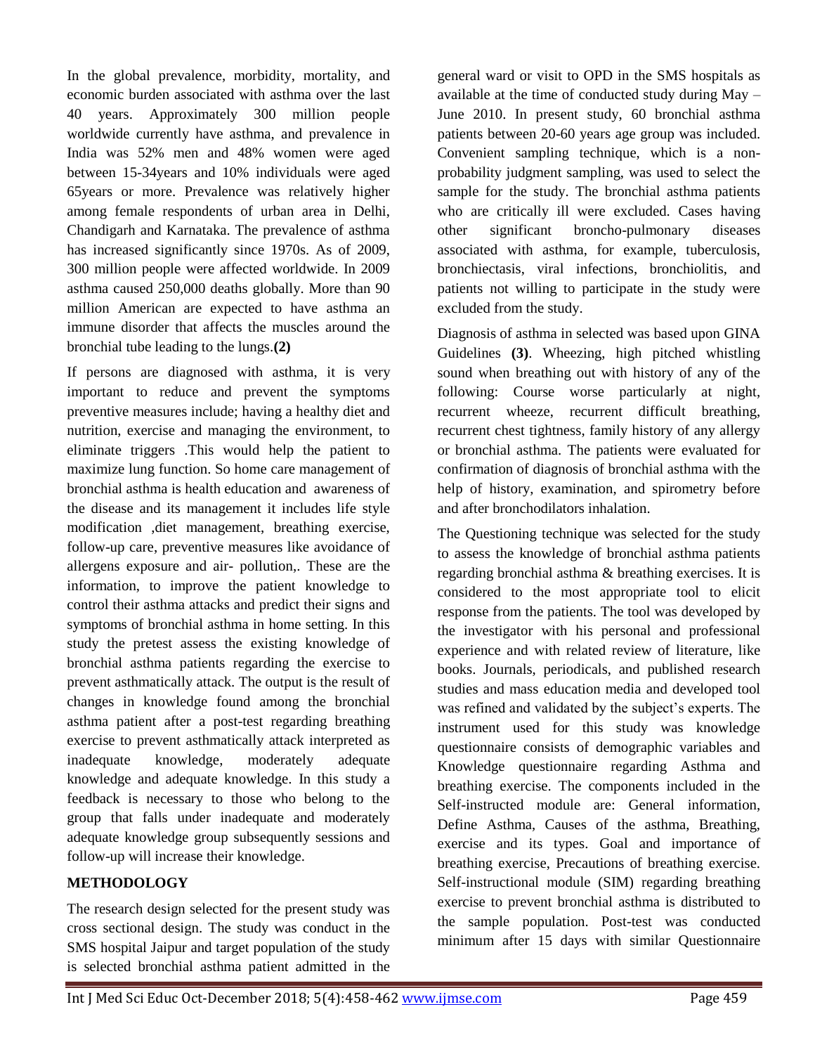In the global prevalence, morbidity, mortality, and economic burden associated with asthma over the last 40 years. Approximately 300 million people worldwide currently have asthma, and prevalence in India was 52% men and 48% women were aged between 15-34years and 10% individuals were aged 65years or more. Prevalence was relatively higher among female respondents of urban area in Delhi, Chandigarh and Karnataka. The prevalence of asthma has increased significantly since 1970s. As of 2009, 300 million people were affected worldwide. In 2009 asthma caused 250,000 deaths globally. More than 90 million American are expected to have asthma an immune disorder that affects the muscles around the bronchial tube leading to the lungs.**(2)**

If persons are diagnosed with asthma, it is very important to reduce and prevent the symptoms preventive measures include; having a healthy diet and nutrition, exercise and managing the environment, to eliminate triggers .This would help the patient to maximize lung function. So home care management of bronchial asthma is health education and awareness of the disease and its management it includes life style modification ,diet management, breathing exercise, follow-up care, preventive measures like avoidance of allergens exposure and air- pollution,. These are the information, to improve the patient knowledge to control their asthma attacks and predict their signs and symptoms of bronchial asthma in home setting. In this study the pretest assess the existing knowledge of bronchial asthma patients regarding the exercise to prevent asthmatically attack. The output is the result of changes in knowledge found among the bronchial asthma patient after a post-test regarding breathing exercise to prevent asthmatically attack interpreted as inadequate knowledge, moderately adequate knowledge and adequate knowledge. In this study a feedback is necessary to those who belong to the group that falls under inadequate and moderately adequate knowledge group subsequently sessions and follow-up will increase their knowledge.

## METHODOLOGY

The research design selected for the present study was cross sectional design. The study was conduct in the SMS hospital Jaipur and target population of the study is selected bronchial asthma patient admitted in the general ward or visit to OPD in the SMS hospitals as available at the time of conducted study during May – June 2010. In present study, 60 bronchial asthma patients between 20-60 years age group was included. Convenient sampling technique, which is a non-probability judgment sampling, was used to select the sample for the study. The bronchial asthma patients who are critically ill were excluded. Cases having other significant broncho-pulmonary diseases associated with asthma, for example, tuberculosis, bronchiectasis, viral infections, bronchiolitis, and patients not willing to participate in the study were excluded from the study.

Diagnosis of asthma in selected was based upon GINA Guidelines **(3)**. Wheezing, high pitched whistling sound when breathing out with history of any of the following: Course worse particularly at night, recurrent wheeze, recurrent difficult breathing, recurrent chest tightness, family history of any allergy or bronchial asthma. The patients were evaluated for confirmation of diagnosis of bronchial asthma with the help of history, examination, and spirometry before and after bronchodilators inhalation.

The Questioning technique was selected for the study to assess the knowledge of bronchial asthma patients regarding bronchial asthma & breathing exercises. It is considered to the most appropriate tool to elicit response from the patients. The tool was developed by the investigator with his personal and professional experience and with related review of literature, like books. Journals, periodicals, and published research studies and mass education media and developed tool was refined and validated by the subject's experts. The instrument used for this study was knowledge questionnaire consists of demographic variables and Knowledge questionnaire regarding Asthma and breathing exercise. The components included in the Self-instructed module are: General information, Define Asthma, Causes of the asthma, Breathing, exercise and its types. Goal and importance of breathing exercise, Precautions of breathing exercise. Self-instructional module (SIM) regarding breathing exercise to prevent bronchial asthma is distributed to the sample population. Post-test was conducted minimum after 15 days with similar Questionnaire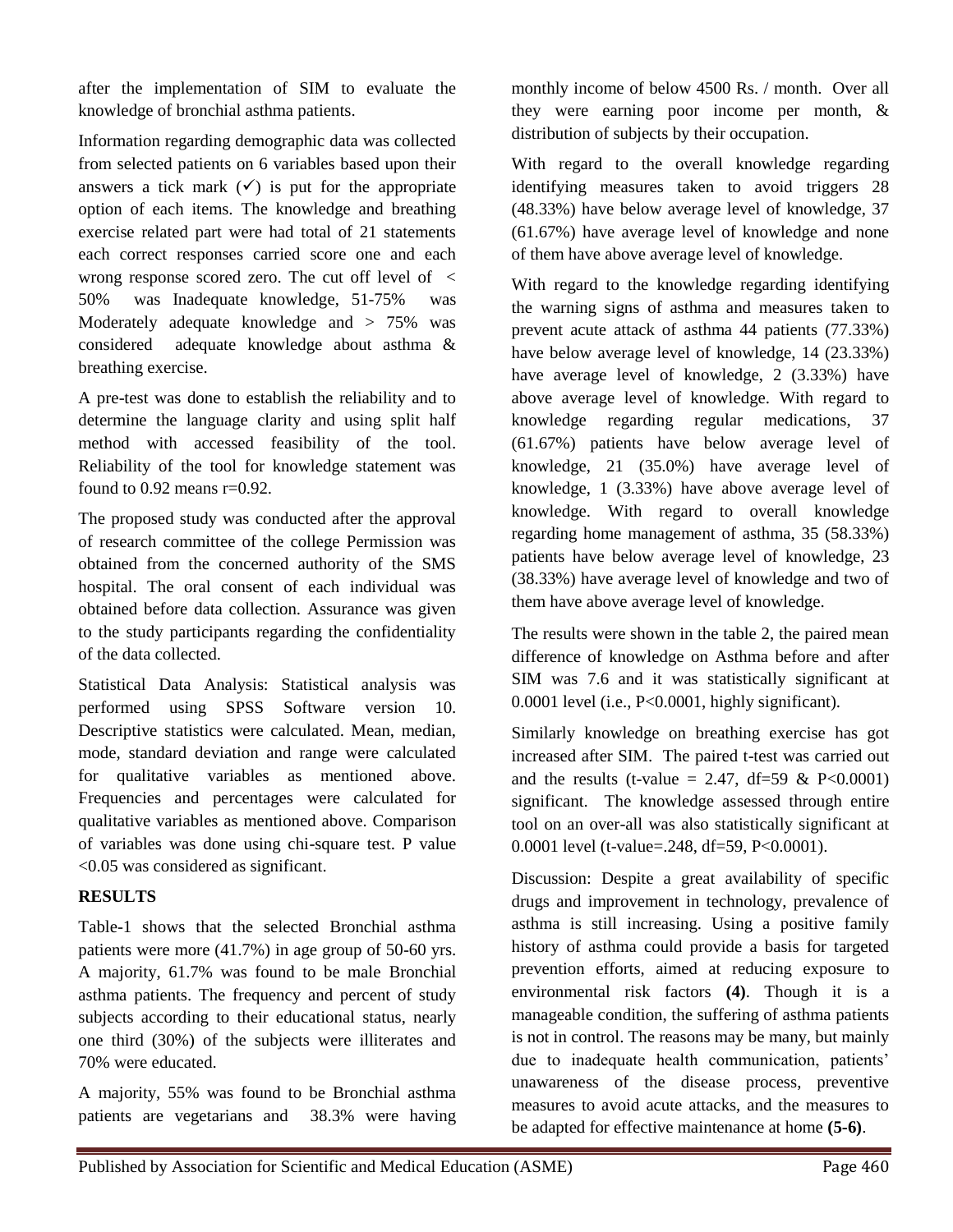after the implementation of SIM to evaluate the knowledge of bronchial asthma patients.

Information regarding demographic data was collected from selected patients on 6 variables based upon their answers a tick mark (✓) is put for the appropriate option of each items. The knowledge and breathing exercise related part were had total of 21 statements each correct responses carried score one and each wrong response scored zero. The cut off level of < 50% was Inadequate knowledge, 51-75% was Moderately adequate knowledge and > 75% was considered adequate knowledge about asthma & breathing exercise.

A pre-test was done to establish the reliability and to determine the language clarity and using split half method with accessed feasibility of the tool. Reliability of the tool for knowledge statement was found to 0.92 means r=0.92.

The proposed study was conducted after the approval of research committee of the college Permission was obtained from the concerned authority of the SMS hospital. The oral consent of each individual was obtained before data collection. Assurance was given to the study participants regarding the confidentiality of the data collected.

Statistical Data Analysis: Statistical analysis was performed using SPSS Software version 10. Descriptive statistics were calculated. Mean, median, mode, standard deviation and range were calculated for qualitative variables as mentioned above. Frequencies and percentages were calculated for qualitative variables as mentioned above. Comparison of variables was done using chi-square test. P value <0.05 was considered as significant.

## RESULTS

Table-1 shows that the selected Bronchial asthma patients were more (41.7%) in age group of 50-60 yrs. A majority, 61.7% was found to be male Bronchial asthma patients. The frequency and percent of study subjects according to their educational status, nearly one third (30%) of the subjects were illiterates and 70% were educated.

A majority, 55% was found to be Bronchial asthma patients are vegetarians and 38.3% were having monthly income of below 4500 Rs. / month. Over all they were earning poor income per month, & distribution of subjects by their occupation.

With regard to the overall knowledge regarding identifying measures taken to avoid triggers 28 (48.33%) have below average level of knowledge, 37 (61.67%) have average level of knowledge and none of them have above average level of knowledge.

With regard to the knowledge regarding identifying the warning signs of asthma and measures taken to prevent acute attack of asthma 44 patients (77.33%) have below average level of knowledge, 14 (23.33%) have average level of knowledge, 2 (3.33%) have above average level of knowledge. With regard to knowledge regarding regular medications, 37 (61.67%) patients have below average level of knowledge, 21 (35.0%) have average level of knowledge, 1 (3.33%) have above average level of knowledge. With regard to overall knowledge regarding home management of asthma, 35 (58.33%) patients have below average level of knowledge, 23 (38.33%) have average level of knowledge and two of them have above average level of knowledge.

The results were shown in the table 2, the paired mean difference of knowledge on Asthma before and after SIM was 7.6 and it was statistically significant at 0.0001 level (i.e., P<0.0001, highly significant).

Similarly knowledge on breathing exercise has got increased after SIM. The paired t-test was carried out and the results (t-value = 2.47, df=59 & P<0.0001) significant. The knowledge assessed through entire tool on an over-all was also statistically significant at 0.0001 level (t-value=.248, df=59, P<0.0001).

Discussion: Despite a great availability of specific drugs and improvement in technology, prevalence of asthma is still increasing. Using a positive family history of asthma could provide a basis for targeted prevention efforts, aimed at reducing exposure to environmental risk factors **(4)**. Though it is a manageable condition, the suffering of asthma patients is not in control. The reasons may be many, but mainly due to inadequate health communication, patients' unawareness of the disease process, preventive measures to avoid acute attacks, and the measures to be adapted for effective maintenance at home **(5-6)**.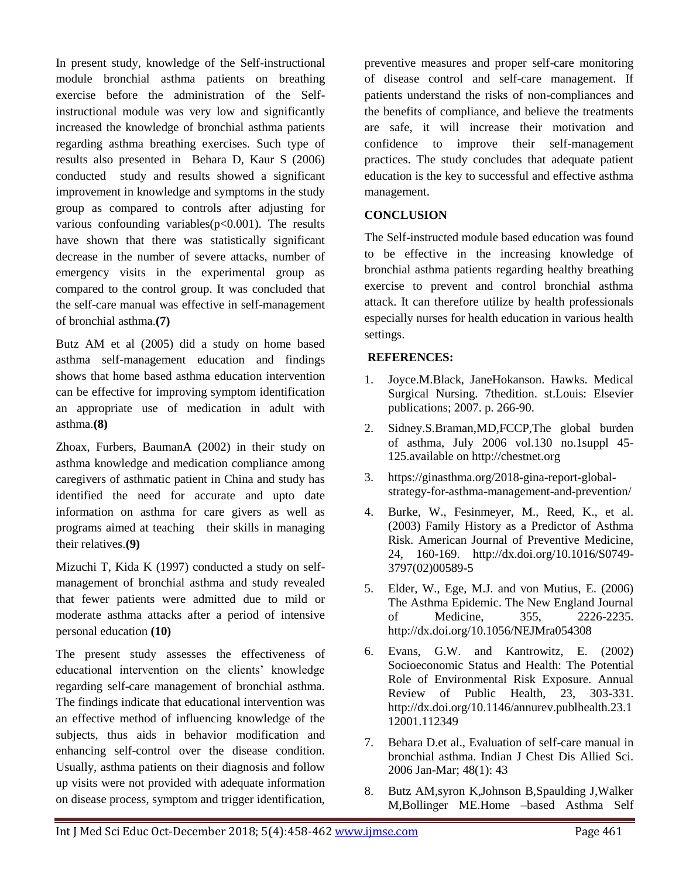In present study, knowledge of the Self-instructional module bronchial asthma patients on breathing exercise before the administration of the Self-instructional module was very low and significantly increased the knowledge of bronchial asthma patients regarding asthma breathing exercises. Such type of results also presented in Behara D, Kaur S (2006) conducted study and results showed a significant improvement in knowledge and symptoms in the study group as compared to controls after adjusting for various confounding variables($p<0.001$). The results have shown that there was statistically significant decrease in the number of severe attacks, number of emergency visits in the experimental group as compared to the control group. It was concluded that the self-care manual was effective in self-management of bronchial asthma.**(7)**

Butz AM et al (2005) did a study on home based asthma self-management education and findings shows that home based asthma education intervention can be effective for improving symptom identification an appropriate use of medication in adult with asthma.**(8)**

Zhoax, Furbers, BaumanA (2002) in their study on asthma knowledge and medication compliance among caregivers of asthmatic patient in China and study has identified the need for accurate and upto date information on asthma for care givers as well as programs aimed at teaching their skills in managing their relatives.**(9)**

Mizuchi T, Kida K (1997) conducted a study on self-management of bronchial asthma and study revealed that fewer patients were admitted due to mild or moderate asthma attacks after a period of intensive personal education **(10)**

The present study assesses the effectiveness of educational intervention on the clients' knowledge regarding self-care management of bronchial asthma. The findings indicate that educational intervention was an effective method of influencing knowledge of the subjects, thus aids in behavior modification and enhancing self-control over the disease condition. Usually, asthma patients on their diagnosis and follow up visits were not provided with adequate information on disease process, symptom and trigger identification, preventive measures and proper self-care monitoring of disease control and self-care management. If patients understand the risks of non-compliances and the benefits of compliance, and believe the treatments are safe, it will increase their motivation and confidence to improve their self-management practices. The study concludes that adequate patient education is the key to successful and effective asthma management.

## CONCLUSION

The Self-instructed module based education was found to be effective in the increasing knowledge of bronchial asthma patients regarding healthy breathing exercise to prevent and control bronchial asthma attack. It can therefore utilize by health professionals especially nurses for health education in various health settings.

## REFERENCES:

1. Joyce.M.Black, JaneHokanson. Hawks. Medical Surgical Nursing. 7thedition. st.Louis: Elsevier publications; 2007. p. 266-90.
2. Sidney.S.Braman,MD,FCCP,The global burden of asthma, July 2006 vol.130 no.1suppl 45-125.available on http://chestnet.org
3. https://ginasthma.org/2018-gina-report-global-strategy-for-asthma-management-and-prevention/
4. Burke, W., Fesinmeyer, M., Reed, K., et al. (2003) Family History as a Predictor of Asthma Risk. American Journal of Preventive Medicine, 24, 160-169. http://dx.doi.org/10.1016/S0749-3797(02)00589-5
5. Elder, W., Ege, M.J. and von Mutius, E. (2006) The Asthma Epidemic. The New England Journal of Medicine, 355, 2226-2235. http://dx.doi.org/10.1056/NEJMra054308
6. Evans, G.W. and Kantrowitz, E. (2002) Socioeconomic Status and Health: The Potential Role of Environmental Risk Exposure. Annual Review of Public Health, 23, 303-331. http://dx.doi.org/10.1146/annurev.publhealth.23.112001.112349
7. Behara D.et al., Evaluation of self-care manual in bronchial asthma. Indian J Chest Dis Allied Sci. 2006 Jan-Mar; 48(1): 43
8. Butz AM,syron K,Johnson B,Spaulding J,Walker M,Bollinger ME.Home –based Asthma Self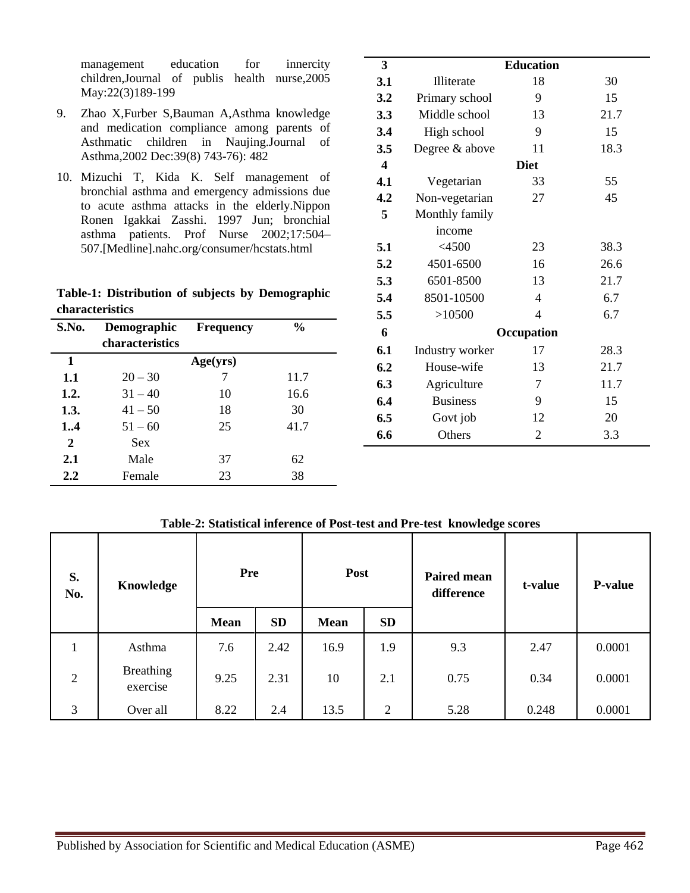management education for innercity children,Journal of publis health nurse,2005 May:22(3)189-199

9. Zhao X,Furber S,Bauman A,Asthma knowledge and medication compliance among parents of Asthmatic children in Naujing.Journal of Asthma,2002 Dec:39(8) 743-76): 482
10. Mizuchi T, Kida K. Self management of bronchial asthma and emergency admissions due to acute asthma attacks in the elderly.Nippon Ronen Igakkai Zasshi. 1997 Jun; bronchial asthma patients. Prof Nurse 2002;17:504–507.[Medline].nahc.org/consumer/hcstats.html

**Table-1: Distribution of subjects by Demographic characteristics**

| S.No. | Demographic characteristics | Frequency | % |
|---|---|---|---|
| **1** | | **Age(yrs)** | |
| **1.1** | 20 – 30 | 7 | 11.7 |
| **1.2.** | 31 – 40 | 10 | 16.6 |
| **1.3.** | 41 – 50 | 18 | 30 |
| **1..4** | 51 – 60 | 25 | 41.7 |
| **2** | Sex | | |
| **2.1** | Male | 37 | 62 |
| **2.2** | Female | 23 | 38 |
| **3** | | **Education** | |
| **3.1** | Illiterate | 18 | 30 |
| **3.2** | Primary school | 9 | 15 |
| **3.3** | Middle school | 13 | 21.7 |
| **3.4** | High school | 9 | 15 |
| **3.5** | Degree & above | 11 | 18.3 |
| **4** | | **Diet** | |
| **4.1** | Vegetarian | 33 | 55 |
| **4.2** | Non-vegetarian | 27 | 45 |
| **5** | Monthly family income | | |
| **5.1** | <4500 | 23 | 38.3 |
| **5.2** | 4501-6500 | 16 | 26.6 |
| **5.3** | 6501-8500 | 13 | 21.7 |
| **5.4** | 8501-10500 | 4 | 6.7 |
| **5.5** | >10500 | 4 | 6.7 |
| **6** | | **Occupation** | |
| **6.1** | Industry worker | 17 | 28.3 |
| **6.2** | House-wife | 13 | 21.7 |
| **6.3** | Agriculture | 7 | 11.7 |
| **6.4** | Business | 9 | 15 |
| **6.5** | Govt job | 12 | 20 |
| **6.6** | Others | 2 | 3.3 |

**Table-2: Statistical inference of Post-test and Pre-test knowledge scores**

| S. No. | Knowledge | Pre | | Post | | Paired mean difference | t-value | P-value |
|---|---|---|---|---|---|---|---|---|
| | | Mean | SD | Mean | SD | | | |
| 1 | Asthma | 7.6 | 2.42 | 16.9 | 1.9 | 9.3 | 2.47 | 0.0001 |
| 2 | Breathing exercise | 9.25 | 2.31 | 10 | 2.1 | 0.75 | 0.34 | 0.0001 |
| 3 | Over all | 8.22 | 2.4 | 13.5 | 2 | 5.28 | 0.248 | 0.0001 |